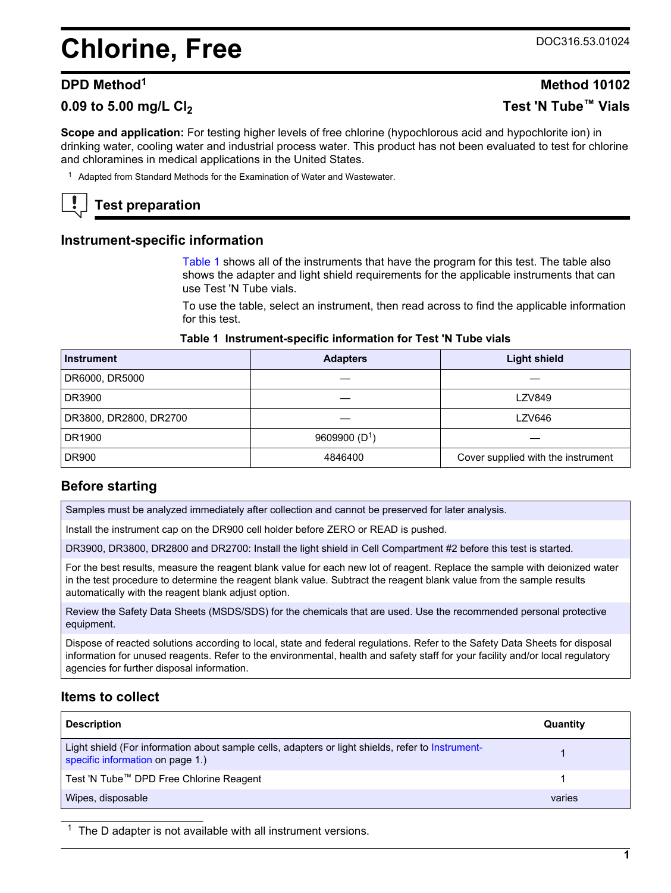# Chlorine, Free

DOC316.53.01024

## DPD Method[1]

## Method 10102

## 0.09 to 5.00 mg/L $Cl_2$

## Test 'N Tube™ Vials

**Scope and application:** For testing higher levels of free chlorine (hypochlorous acid and hypochlorite ion) in drinking water, cooling water and industrial process water. This product has not been evaluated to test for chlorine and chloramines in medical applications in the United States.

[1] Adapted from Standard Methods for the Examination of Water and Wastewater.

## Test preparation

### Instrument-specific information

Table 1 shows all of the instruments that have the program for this test. The table also shows the adapter and light shield requirements for the applicable instruments that can use Test 'N Tube vials.

To use the table, select an instrument, then read across to find the applicable information for this test.

**Table 1 Instrument-specific information for Test 'N Tube vials**

| Instrument | Adapters | Light shield |
|---|---|---|
| DR6000, DR5000 | — | — |
| DR3900 | — | LZV849 |
| DR3800, DR2800, DR2700 | — | LZV646 |
| DR1900 | 9609900 (D[1]) | — |
| DR900 | 4846400 | Cover supplied with the instrument |

### Before starting

| |
|---|
| Samples must be analyzed immediately after collection and cannot be preserved for later analysis. |
| Install the instrument cap on the DR900 cell holder before ZERO or READ is pushed. |
| DR3900, DR3800, DR2800 and DR2700: Install the light shield in Cell Compartment #2 before this test is started. |
| For the best results, measure the reagent blank value for each new lot of reagent. Replace the sample with deionized water in the test procedure to determine the reagent blank value. Subtract the reagent blank value from the sample results automatically with the reagent blank adjust option. |
| Review the Safety Data Sheets (MSDS/SDS) for the chemicals that are used. Use the recommended personal protective equipment. |
| Dispose of reacted solutions according to local, state and federal regulations. Refer to the Safety Data Sheets for disposal information for unused reagents. Refer to the environmental, health and safety staff for your facility and/or local regulatory agencies for further disposal information. |

### Items to collect

| Description | Quantity |
|---|---|
| Light shield (For information about sample cells, adapters or light shields, refer to Instrument-specific information on page 1.) | 1 |
| Test 'N Tube™ DPD Free Chlorine Reagent | 1 |
| Wipes, disposable | varies |

[1] The D adapter is not available with all instrument versions.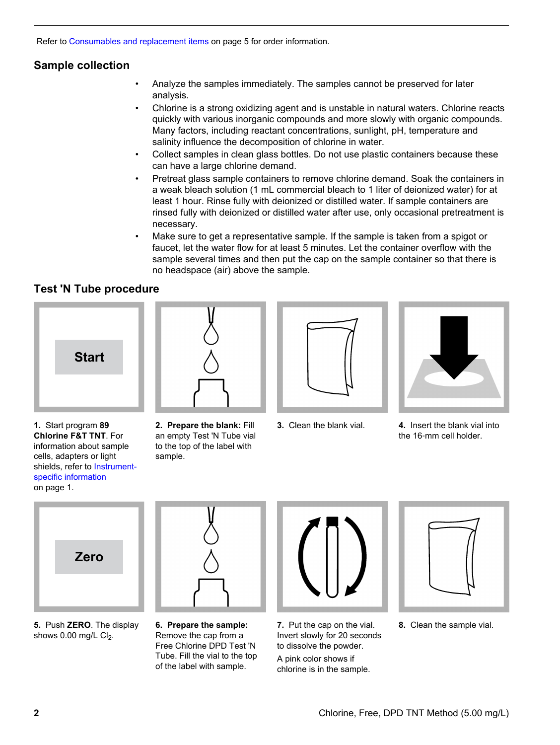Refer to Consumables and replacement items on page 5 for order information.

## Sample collection

- Analyze the samples immediately. The samples cannot be preserved for later analysis.
- Chlorine is a strong oxidizing agent and is unstable in natural waters. Chlorine reacts quickly with various inorganic compounds and more slowly with organic compounds. Many factors, including reactant concentrations, sunlight, pH, temperature and salinity influence the decomposition of chlorine in water.
- Collect samples in clean glass bottles. Do not use plastic containers because these can have a large chlorine demand.
- Pretreat glass sample containers to remove chlorine demand. Soak the containers in a weak bleach solution (1 mL commercial bleach to 1 liter of deionized water) for at least 1 hour. Rinse fully with deionized or distilled water. If sample containers are rinsed fully with deionized or distilled water after use, only occasional pretreatment is necessary.
- Make sure to get a representative sample. If the sample is taken from a spigot or faucet, let the water flow for at least 5 minutes. Let the container overflow with the sample several times and then put the cap on the sample container so that there is no headspace (air) above the sample.

## Test 'N Tube procedure

**1.** Start program **89 Chlorine F&T TNT**. For information about sample cells, adapters or light shields, refer to Instrument-specific information on page 1.

**2.** **Prepare the blank:** Fill an empty Test 'N Tube vial to the top of the label with sample.

**3.** Clean the blank vial.

**4.** Insert the blank vial into the 16-mm cell holder.

**5.** Push **ZERO**. The display shows 0.00 mg/L $Cl_2$.

**6.** **Prepare the sample:** Remove the cap from a Free Chlorine DPD Test 'N Tube. Fill the vial to the top of the label with sample.

**7.** Put the cap on the vial. Invert slowly for 20 seconds to dissolve the powder.

A pink color shows if chlorine is in the sample.

**8.** Clean the sample vial.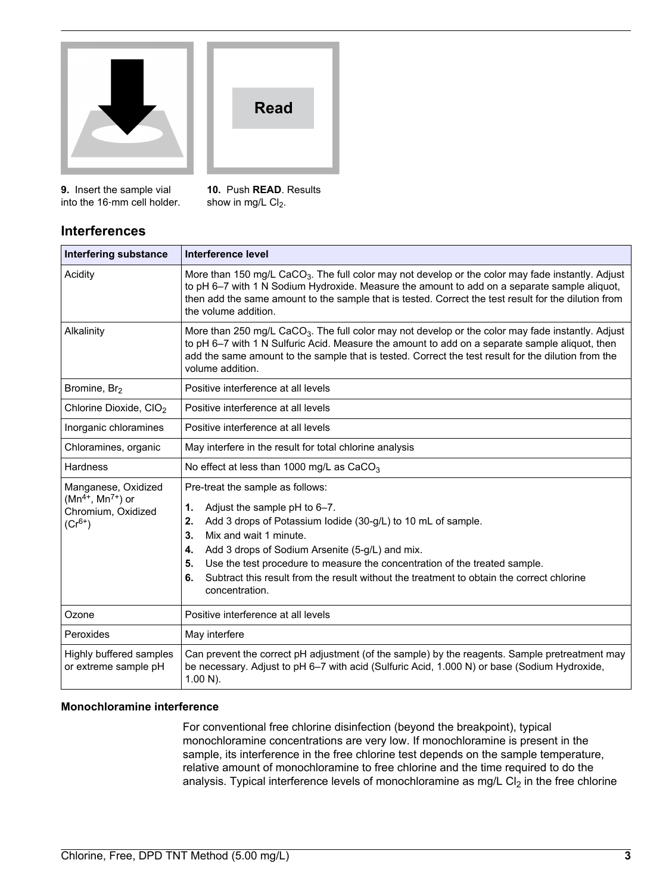**9.** Insert the sample vial into the 16-mm cell holder.

**10.** Push **READ**. Results show in mg/L $Cl_2$.

## Interferences

| Interfering substance | Interference level |
| --- | --- |
| Acidity | More than 150 mg/L $CaCO_3$. The full color may not develop or the color may fade instantly. Adjust to pH 6–7 with 1 N Sodium Hydroxide. Measure the amount to add on a separate sample aliquot, then add the same amount to the sample that is tested. Correct the test result for the dilution from the volume addition. |
| Alkalinity | More than 250 mg/L $CaCO_3$. The full color may not develop or the color may fade instantly. Adjust to pH 6–7 with 1 N Sulfuric Acid. Measure the amount to add on a separate sample aliquot, then add the same amount to the sample that is tested. Correct the test result for the dilution from the volume addition. |
| Bromine, $Br_2$ | Positive interference at all levels |
| Chlorine Dioxide, $ClO_2$ | Positive interference at all levels |
| Inorganic chloramines | Positive interference at all levels |
| Chloramines, organic | May interfere in the result for total chlorine analysis |
| Hardness | No effect at less than 1000 mg/L as $CaCO_3$ |
| Manganese, Oxidized ($Mn^{4+}$, $Mn^{7+}$) or Chromium, Oxidized ($Cr^{6+}$) | Pre-treat the sample as follows: **1.** Adjust the sample pH to 6–7. **2.** Add 3 drops of Potassium Iodide (30-g/L) to 10 mL of sample. **3.** Mix and wait 1 minute. **4.** Add 3 drops of Sodium Arsenite (5-g/L) and mix. **5.** Use the test procedure to measure the concentration of the treated sample. **6.** Subtract this result from the result without the treatment to obtain the correct chlorine concentration. |
| Ozone | Positive interference at all levels |
| Peroxides | May interfere |
| Highly buffered samples or extreme sample pH | Can prevent the correct pH adjustment (of the sample) by the reagents. Sample pretreatment may be necessary. Adjust to pH 6–7 with acid (Sulfuric Acid, 1.000 N) or base (Sodium Hydroxide, 1.00 N). |

#### Monochloramine interference

For conventional free chlorine disinfection (beyond the breakpoint), typical monochloramine concentrations are very low. If monochloramine is present in the sample, its interference in the free chlorine test depends on the sample temperature, relative amount of monochloramine to free chlorine and the time required to do the analysis. Typical interference levels of monochloramine as mg/L $Cl_2$ in the free chlorine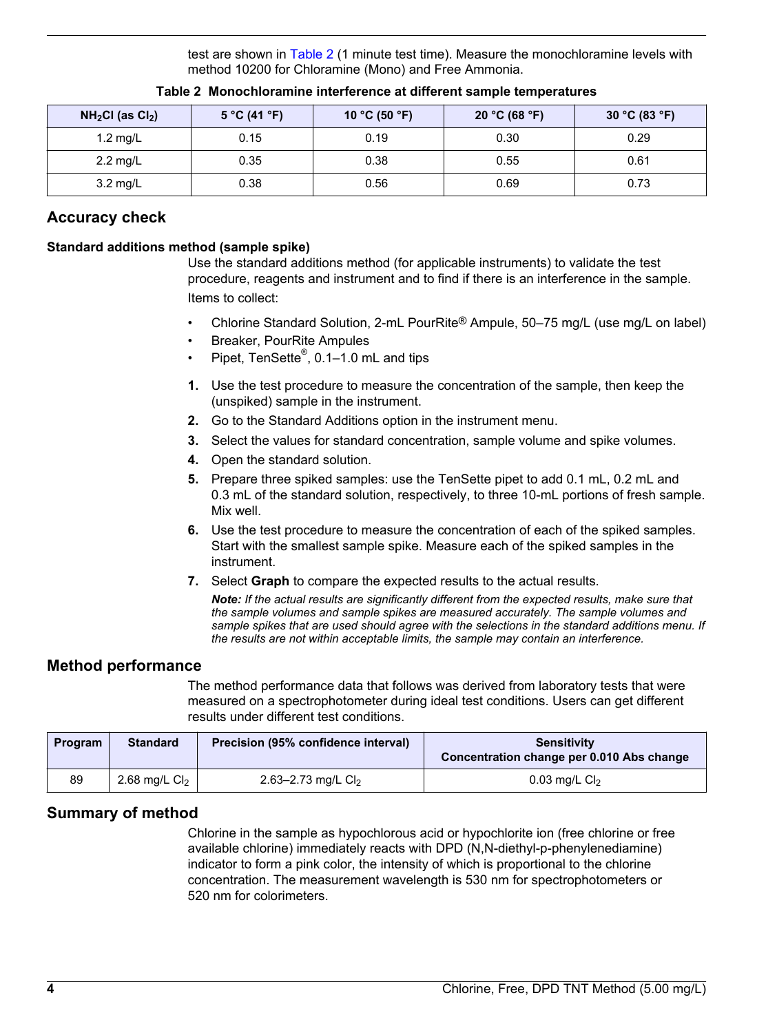test are shown in Table 2 (1 minute test time). Measure the monochloramine levels with method 10200 for Chloramine (Mono) and Free Ammonia.

**Table 2 Monochloramine interference at different sample temperatures**

| $NH_2Cl$ (as $Cl_2$) | 5 °C (41 °F) | 10 °C (50 °F) | 20 °C (68 °F) | 30 °C (83 °F) |
| --- | --- | --- | --- | --- |
| 1.2 mg/L | 0.15 | 0.19 | 0.30 | 0.29 |
| 2.2 mg/L | 0.35 | 0.38 | 0.55 | 0.61 |
| 3.2 mg/L | 0.38 | 0.56 | 0.69 | 0.73 |

## Accuracy check

### Standard additions method (sample spike)

Use the standard additions method (for applicable instruments) to validate the test procedure, reagents and instrument and to find if there is an interference in the sample. Items to collect:

- Chlorine Standard Solution, 2-mL PourRite® Ampule, 50–75 mg/L (use mg/L on label)
- Breaker, PourRite Ampules
- Pipet, TenSette®, 0.1–1.0 mL and tips

1. Use the test procedure to measure the concentration of the sample, then keep the (unspiked) sample in the instrument.
2. Go to the Standard Additions option in the instrument menu.
3. Select the values for standard concentration, sample volume and spike volumes.
4. Open the standard solution.
5. Prepare three spiked samples: use the TenSette pipet to add 0.1 mL, 0.2 mL and 0.3 mL of the standard solution, respectively, to three 10-mL portions of fresh sample. Mix well.
6. Use the test procedure to measure the concentration of each of the spiked samples. Start with the smallest sample spike. Measure each of the spiked samples in the instrument.
7. Select **Graph** to compare the expected results to the actual results.

   ***Note:*** *If the actual results are significantly different from the expected results, make sure that the sample volumes and sample spikes are measured accurately. The sample volumes and sample spikes that are used should agree with the selections in the standard additions menu. If the results are not within acceptable limits, the sample may contain an interference.*

## Method performance

The method performance data that follows was derived from laboratory tests that were measured on a spectrophotometer during ideal test conditions. Users can get different results under different test conditions.

| Program | Standard | Precision (95% confidence interval) | Sensitivity Concentration change per 0.010 Abs change |
| --- | --- | --- | --- |
| 89 | 2.68 mg/L $Cl_2$ | 2.63–2.73 mg/L $Cl_2$ | 0.03 mg/L $Cl_2$ |

## Summary of method

Chlorine in the sample as hypochlorous acid or hypochlorite ion (free chlorine or free available chlorine) immediately reacts with DPD (N,N-diethyl-p-phenylenediamine) indicator to form a pink color, the intensity of which is proportional to the chlorine concentration. The measurement wavelength is 530 nm for spectrophotometers or 520 nm for colorimeters.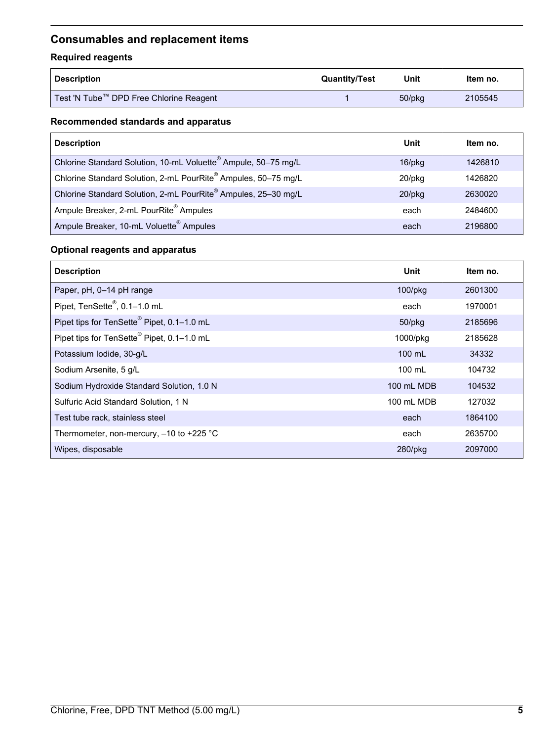## Consumables and replacement items

### Required reagents

| Description | Quantity/Test | Unit | Item no. |
|---|---|---|---|
| Test 'N Tube™ DPD Free Chlorine Reagent | 1 | 50/pkg | 2105545 |

### Recommended standards and apparatus

| Description | Unit | Item no. |
|---|---|---|
| Chlorine Standard Solution, 10-mL Voluette® Ampule, 50–75 mg/L | 16/pkg | 1426810 |
| Chlorine Standard Solution, 2-mL PourRite® Ampules, 50–75 mg/L | 20/pkg | 1426820 |
| Chlorine Standard Solution, 2-mL PourRite® Ampules, 25–30 mg/L | 20/pkg | 2630020 |
| Ampule Breaker, 2-mL PourRite® Ampules | each | 2484600 |
| Ampule Breaker, 10-mL Voluette® Ampules | each | 2196800 |

### Optional reagents and apparatus

| Description | Unit | Item no. |
|---|---|---|
| Paper, pH, 0–14 pH range | 100/pkg | 2601300 |
| Pipet, TenSette®, 0.1–1.0 mL | each | 1970001 |
| Pipet tips for TenSette® Pipet, 0.1–1.0 mL | 50/pkg | 2185696 |
| Pipet tips for TenSette® Pipet, 0.1–1.0 mL | 1000/pkg | 2185628 |
| Potassium Iodide, 30-g/L | 100 mL | 34332 |
| Sodium Arsenite, 5 g/L | 100 mL | 104732 |
| Sodium Hydroxide Standard Solution, 1.0 N | 100 mL MDB | 104532 |
| Sulfuric Acid Standard Solution, 1 N | 100 mL MDB | 127032 |
| Test tube rack, stainless steel | each | 1864100 |
| Thermometer, non-mercury, –10 to +225 °C | each | 2635700 |
| Wipes, disposable | 280/pkg | 2097000 |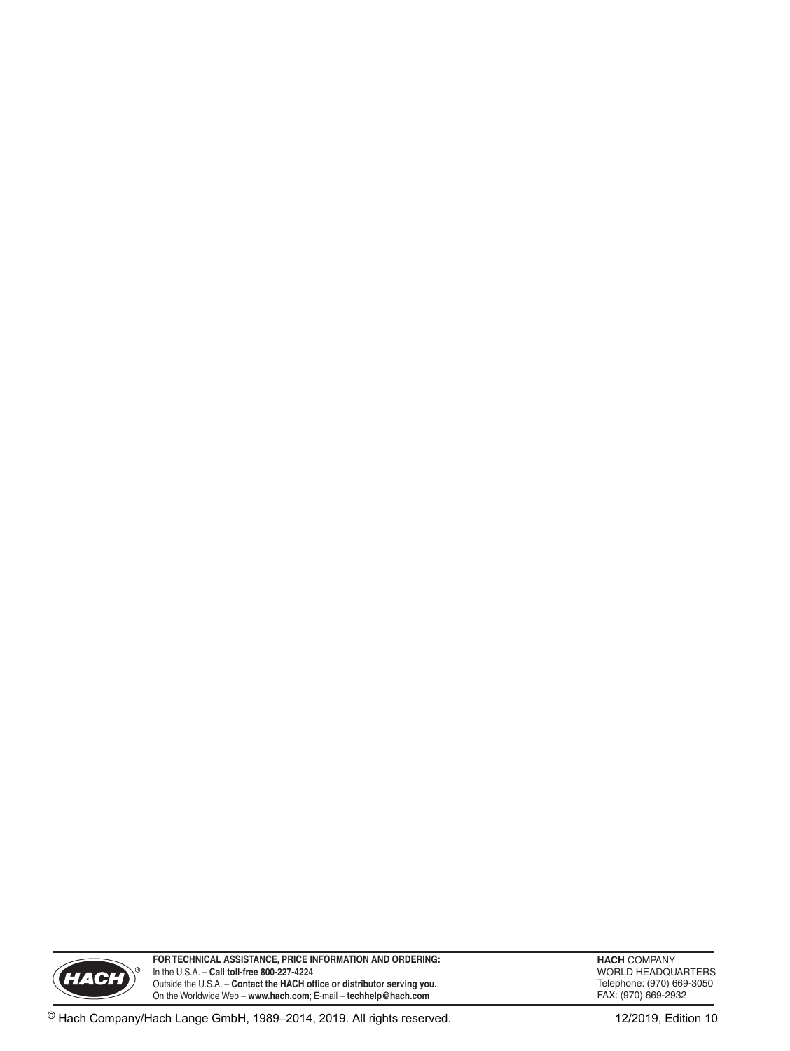**FOR TECHNICAL ASSISTANCE, PRICE INFORMATION AND ORDERING:**
In the U.S.A. – **Call toll-free 800-227-4224**
Outside the U.S.A. – **Contact the HACH office or distributor serving you.**
On the Worldwide Web – **www.hach.com**; E-mail – **techhelp@hach.com**

**HACH** COMPANY
WORLD HEADQUARTERS
Telephone: (970) 669-3050
FAX: (970) 669-2932

© Hach Company/Hach Lange GmbH, 1989–2014, 2019. All rights reserved.

12/2019, Edition 10